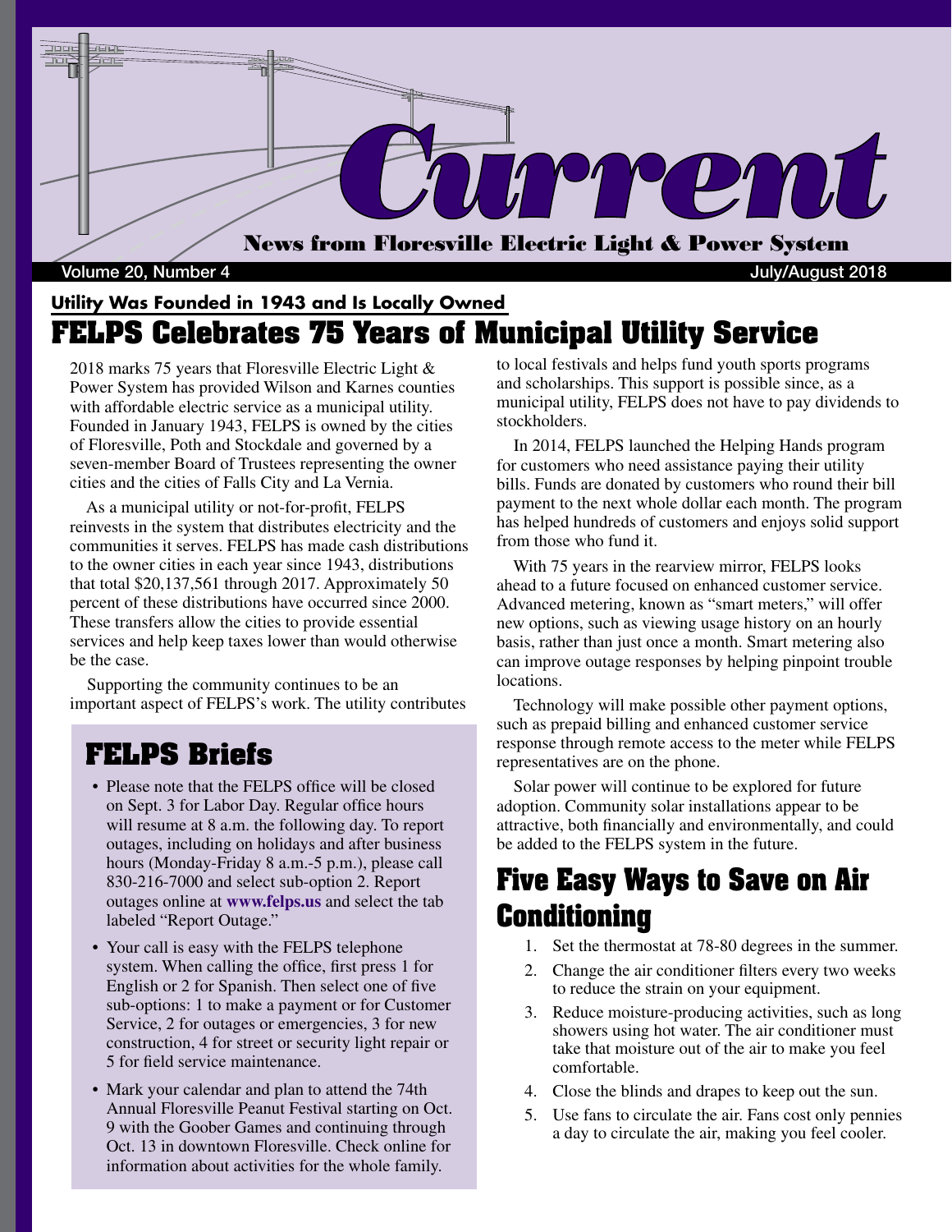# Current

**News from Floresville Electric Light & Power System**

Volume 20, Number 4 July/August 2018

**Utility Was Founded in 1943 and Is Locally Owned**

## FELPS Celebrates 75 Years of Municipal Utility Service

2018 marks 75 years that Floresville Electric Light & Power System has provided Wilson and Karnes counties with affordable electric service as a municipal utility. Founded in January 1943, FELPS is owned by the cities of Floresville, Poth and Stockdale and governed by a seven-member Board of Trustees representing the owner cities and the cities of Falls City and La Vernia.

As a municipal utility or not-for-profit, FELPS reinvests in the system that distributes electricity and the communities it serves. FELPS has made cash distributions to the owner cities in each year since 1943, distributions that total $20,137,561 through 2017. Approximately 50 percent of these distributions have occurred since 2000. These transfers allow the cities to provide essential services and help keep taxes lower than would otherwise be the case.

Supporting the community continues to be an important aspect of FELPS's work. The utility contributes to local festivals and helps fund youth sports programs and scholarships. This support is possible since, as a municipal utility, FELPS does not have to pay dividends to stockholders.

In 2014, FELPS launched the Helping Hands program for customers who need assistance paying their utility bills. Funds are donated by customers who round their bill payment to the next whole dollar each month. The program has helped hundreds of customers and enjoys solid support from those who fund it.

With 75 years in the rearview mirror, FELPS looks ahead to a future focused on enhanced customer service. Advanced metering, known as "smart meters," will offer new options, such as viewing usage history on an hourly basis, rather than just once a month. Smart metering also can improve outage responses by helping pinpoint trouble locations.

Technology will make possible other payment options, such as prepaid billing and enhanced customer service response through remote access to the meter while FELPS representatives are on the phone.

Solar power will continue to be explored for future adoption. Community solar installations appear to be attractive, both financially and environmentally, and could be added to the FELPS system in the future.

## FELPS Briefs

- Please note that the FELPS office will be closed on Sept. 3 for Labor Day. Regular office hours will resume at 8 a.m. the following day. To report outages, including on holidays and after business hours (Monday-Friday 8 a.m.-5 p.m.), please call 830-216-7000 and select sub-option 2. Report outages online at **www.felps.us** and select the tab labeled "Report Outage."
- Your call is easy with the FELPS telephone system. When calling the office, first press 1 for English or 2 for Spanish. Then select one of five sub-options: 1 to make a payment or for Customer Service, 2 for outages or emergencies, 3 for new construction, 4 for street or security light repair or 5 for field service maintenance.
- Mark your calendar and plan to attend the 74th Annual Floresville Peanut Festival starting on Oct. 9 with the Goober Games and continuing through Oct. 13 in downtown Floresville. Check online for information about activities for the whole family.

## Five Easy Ways to Save on Air Conditioning

1. Set the thermostat at 78-80 degrees in the summer.
2. Change the air conditioner filters every two weeks to reduce the strain on your equipment.
3. Reduce moisture-producing activities, such as long showers using hot water. The air conditioner must take that moisture out of the air to make you feel comfortable.
4. Close the blinds and drapes to keep out the sun.
5. Use fans to circulate the air. Fans cost only pennies a day to circulate the air, making you feel cooler.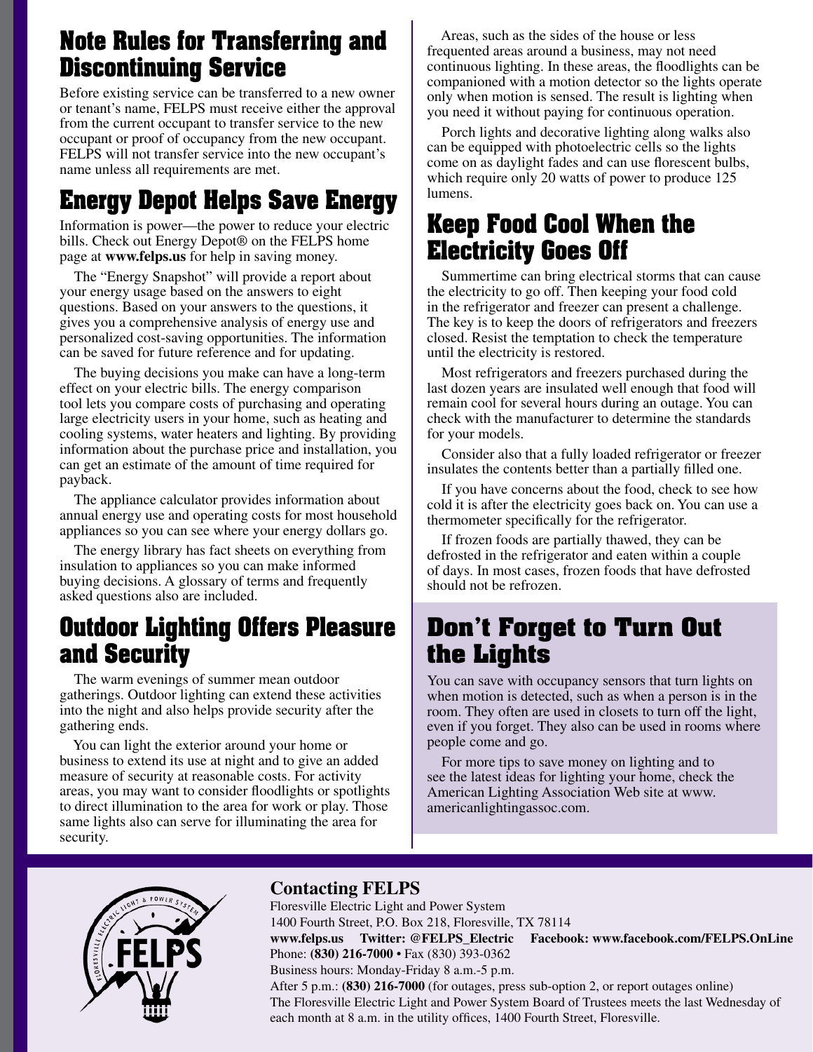## Note Rules for Transferring and Discontinuing Service

Before existing service can be transferred to a new owner or tenant's name, FELPS must receive either the approval from the current occupant to transfer service to the new occupant or proof of occupancy from the new occupant. FELPS will not transfer service into the new occupant's name unless all requirements are met.

## Energy Depot Helps Save Energy

Information is power—the power to reduce your electric bills. Check out Energy Depot® on the FELPS home page at **www.felps.us** for help in saving money.

The "Energy Snapshot" will provide a report about your energy usage based on the answers to eight questions. Based on your answers to the questions, it gives you a comprehensive analysis of energy use and personalized cost-saving opportunities. The information can be saved for future reference and for updating.

The buying decisions you make can have a long-term effect on your electric bills. The energy comparison tool lets you compare costs of purchasing and operating large electricity users in your home, such as heating and cooling systems, water heaters and lighting. By providing information about the purchase price and installation, you can get an estimate of the amount of time required for payback.

The appliance calculator provides information about annual energy use and operating costs for most household appliances so you can see where your energy dollars go.

The energy library has fact sheets on everything from insulation to appliances so you can make informed buying decisions. A glossary of terms and frequently asked questions also are included.

## Outdoor Lighting Offers Pleasure and Security

The warm evenings of summer mean outdoor gatherings. Outdoor lighting can extend these activities into the night and also helps provide security after the gathering ends.

You can light the exterior around your home or business to extend its use at night and to give an added measure of security at reasonable costs. For activity areas, you may want to consider floodlights or spotlights to direct illumination to the area for work or play. Those same lights also can serve for illuminating the area for security.

Areas, such as the sides of the house or less frequented areas around a business, may not need continuous lighting. In these areas, the floodlights can be companioned with a motion detector so the lights operate only when motion is sensed. The result is lighting when you need it without paying for continuous operation.

Porch lights and decorative lighting along walks also can be equipped with photoelectric cells so the lights come on as daylight fades and can use florescent bulbs, which require only 20 watts of power to produce 125 lumens.

## Keep Food Cool When the Electricity Goes Off

Summertime can bring electrical storms that can cause the electricity to go off. Then keeping your food cold in the refrigerator and freezer can present a challenge. The key is to keep the doors of refrigerators and freezers closed. Resist the temptation to check the temperature until the electricity is restored.

Most refrigerators and freezers purchased during the last dozen years are insulated well enough that food will remain cool for several hours during an outage. You can check with the manufacturer to determine the standards for your models.

Consider also that a fully loaded refrigerator or freezer insulates the contents better than a partially filled one.

If you have concerns about the food, check to see how cold it is after the electricity goes back on. You can use a thermometer specifically for the refrigerator.

If frozen foods are partially thawed, they can be defrosted in the refrigerator and eaten within a couple of days. In most cases, frozen foods that have defrosted should not be refrozen.

## Don't Forget to Turn Out the Lights

You can save with occupancy sensors that turn lights on when motion is detected, such as when a person is in the room. They often are used in closets to turn off the light, even if you forget. They also can be used in rooms where people come and go.

For more tips to save money on lighting and to see the latest ideas for lighting your home, check the American Lighting Association Web site at www.americanlightingassoc.com.

### Contacting FELPS

Floresville Electric Light and Power System
1400 Fourth Street, P.O. Box 218, Floresville, TX 78114
**www.felps.us Twitter: @FELPS_Electric Facebook: www.facebook.com/FELPS.OnLine**
Phone: **(830) 216-7000** • Fax (830) 393-0362
Business hours: Monday-Friday 8 a.m.-5 p.m.
After 5 p.m.: **(830) 216-7000** (for outages, press sub-option 2, or report outages online)
The Floresville Electric Light and Power System Board of Trustees meets the last Wednesday of each month at 8 a.m. in the utility offices, 1400 Fourth Street, Floresville.